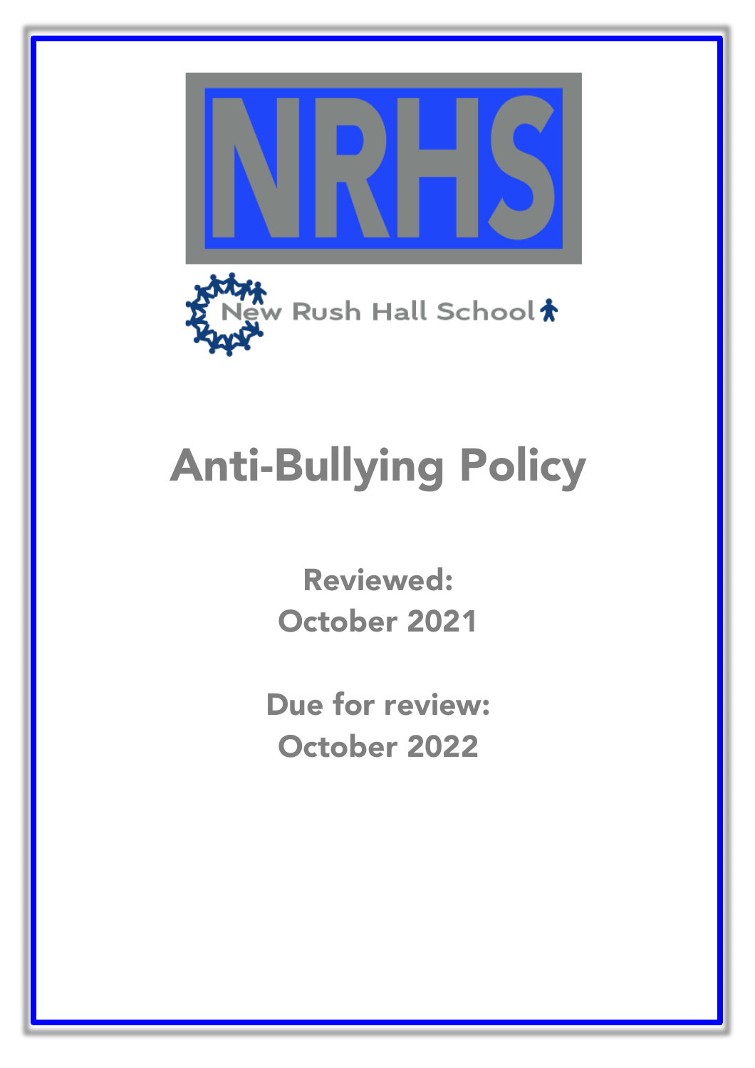NRHS

New Rush Hall School

# Anti-Bullying Policy

**Reviewed:**
**October 2021**

**Due for review:**
**October 2022**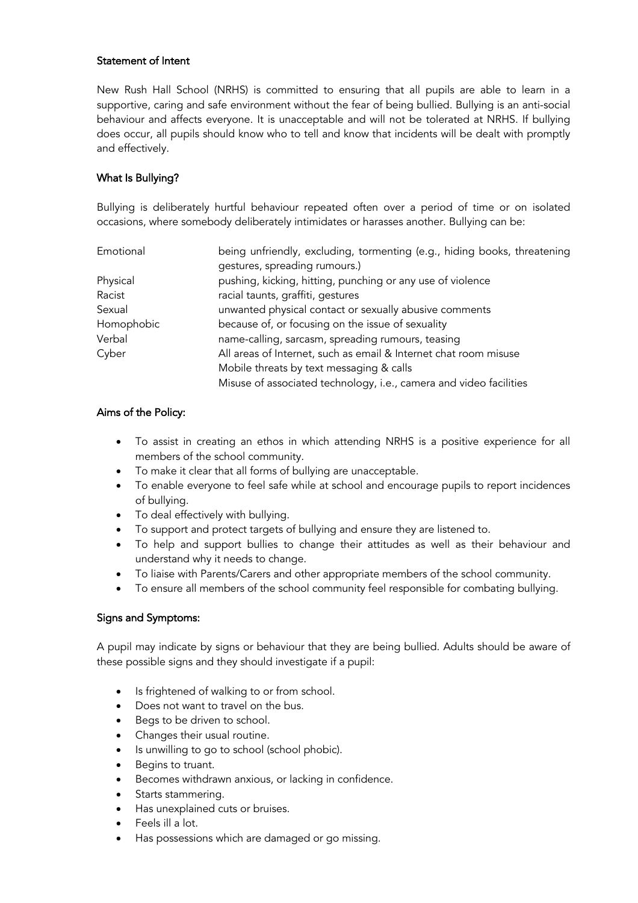## Statement of Intent

New Rush Hall School (NRHS) is committed to ensuring that all pupils are able to learn in a supportive, caring and safe environment without the fear of being bullied. Bullying is an anti-social behaviour and affects everyone. It is unacceptable and will not be tolerated at NRHS. If bullying does occur, all pupils should know who to tell and know that incidents will be dealt with promptly and effectively.

## What Is Bullying?

Bullying is deliberately hurtful behaviour repeated often over a period of time or on isolated occasions, where somebody deliberately intimidates or harasses another. Bullying can be:

| | |
|---|---|
| Emotional | being unfriendly, excluding, tormenting (e.g., hiding books, threatening gestures, spreading rumours.) |
| Physical | pushing, kicking, hitting, punching or any use of violence |
| Racist | racial taunts, graffiti, gestures |
| Sexual | unwanted physical contact or sexually abusive comments |
| Homophobic | because of, or focusing on the issue of sexuality |
| Verbal | name-calling, sarcasm, spreading rumours, teasing |
| Cyber | All areas of Internet, such as email & Internet chat room misuse<br>Mobile threats by text messaging & calls<br>Misuse of associated technology, i.e., camera and video facilities |

## Aims of the Policy:

- To assist in creating an ethos in which attending NRHS is a positive experience for all members of the school community.
- To make it clear that all forms of bullying are unacceptable.
- To enable everyone to feel safe while at school and encourage pupils to report incidences of bullying.
- To deal effectively with bullying.
- To support and protect targets of bullying and ensure they are listened to.
- To help and support bullies to change their attitudes as well as their behaviour and understand why it needs to change.
- To liaise with Parents/Carers and other appropriate members of the school community.
- To ensure all members of the school community feel responsible for combating bullying.

## Signs and Symptoms:

A pupil may indicate by signs or behaviour that they are being bullied. Adults should be aware of these possible signs and they should investigate if a pupil:

- Is frightened of walking to or from school.
- Does not want to travel on the bus.
- Begs to be driven to school.
- Changes their usual routine.
- Is unwilling to go to school (school phobic).
- Begins to truant.
- Becomes withdrawn anxious, or lacking in confidence.
- Starts stammering.
- Has unexplained cuts or bruises.
- Feels ill a lot.
- Has possessions which are damaged or go missing.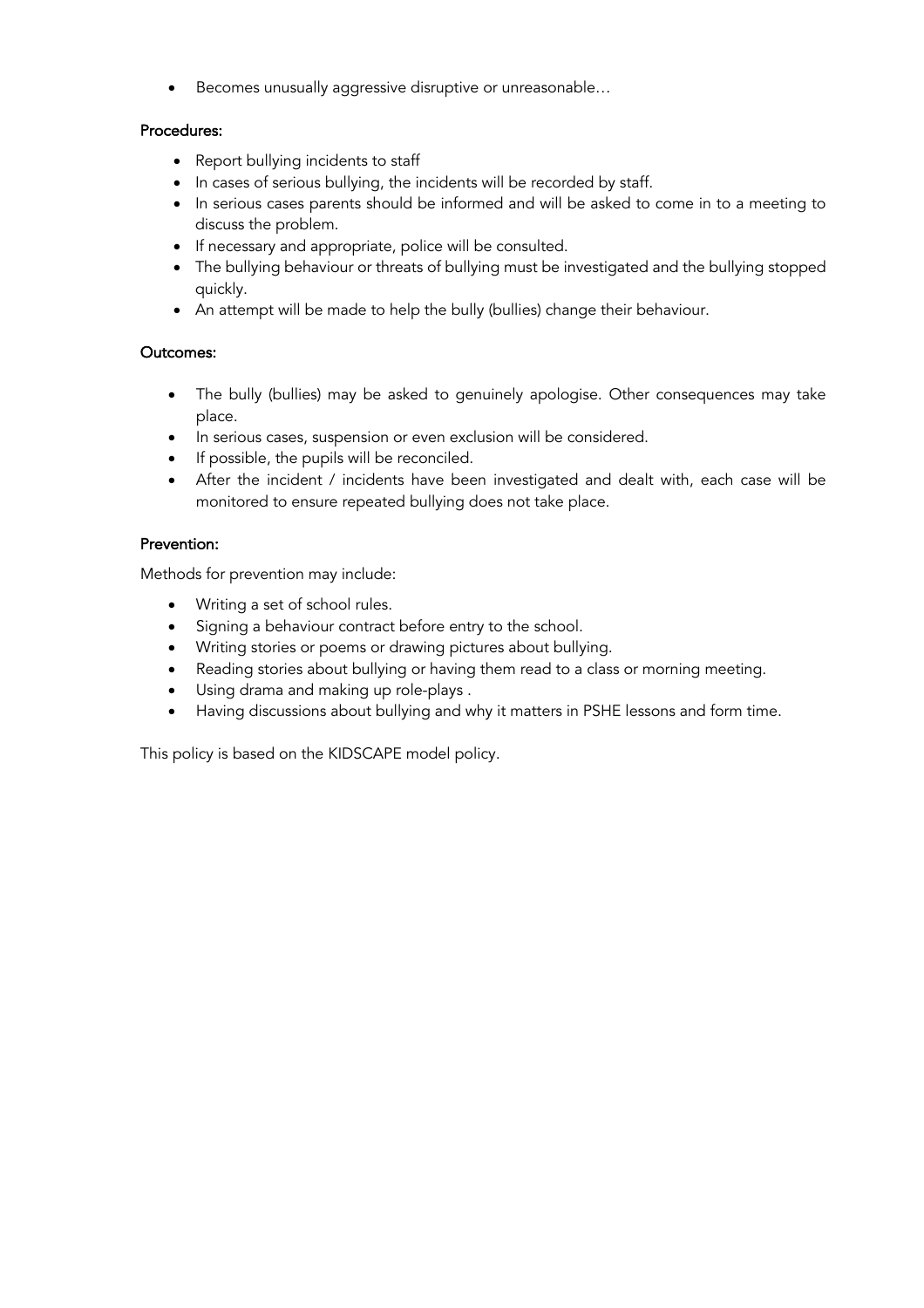- Becomes unusually aggressive disruptive or unreasonable…

### Procedures:

- Report bullying incidents to staff
- In cases of serious bullying, the incidents will be recorded by staff.
- In serious cases parents should be informed and will be asked to come in to a meeting to discuss the problem.
- If necessary and appropriate, police will be consulted.
- The bullying behaviour or threats of bullying must be investigated and the bullying stopped quickly.
- An attempt will be made to help the bully (bullies) change their behaviour.

### Outcomes:

- The bully (bullies) may be asked to genuinely apologise. Other consequences may take place.
- In serious cases, suspension or even exclusion will be considered.
- If possible, the pupils will be reconciled.
- After the incident / incidents have been investigated and dealt with, each case will be monitored to ensure repeated bullying does not take place.

### Prevention:

Methods for prevention may include:

- Writing a set of school rules.
- Signing a behaviour contract before entry to the school.
- Writing stories or poems or drawing pictures about bullying.
- Reading stories about bullying or having them read to a class or morning meeting.
- Using drama and making up role-plays .
- Having discussions about bullying and why it matters in PSHE lessons and form time.

This policy is based on the KIDSCAPE model policy.